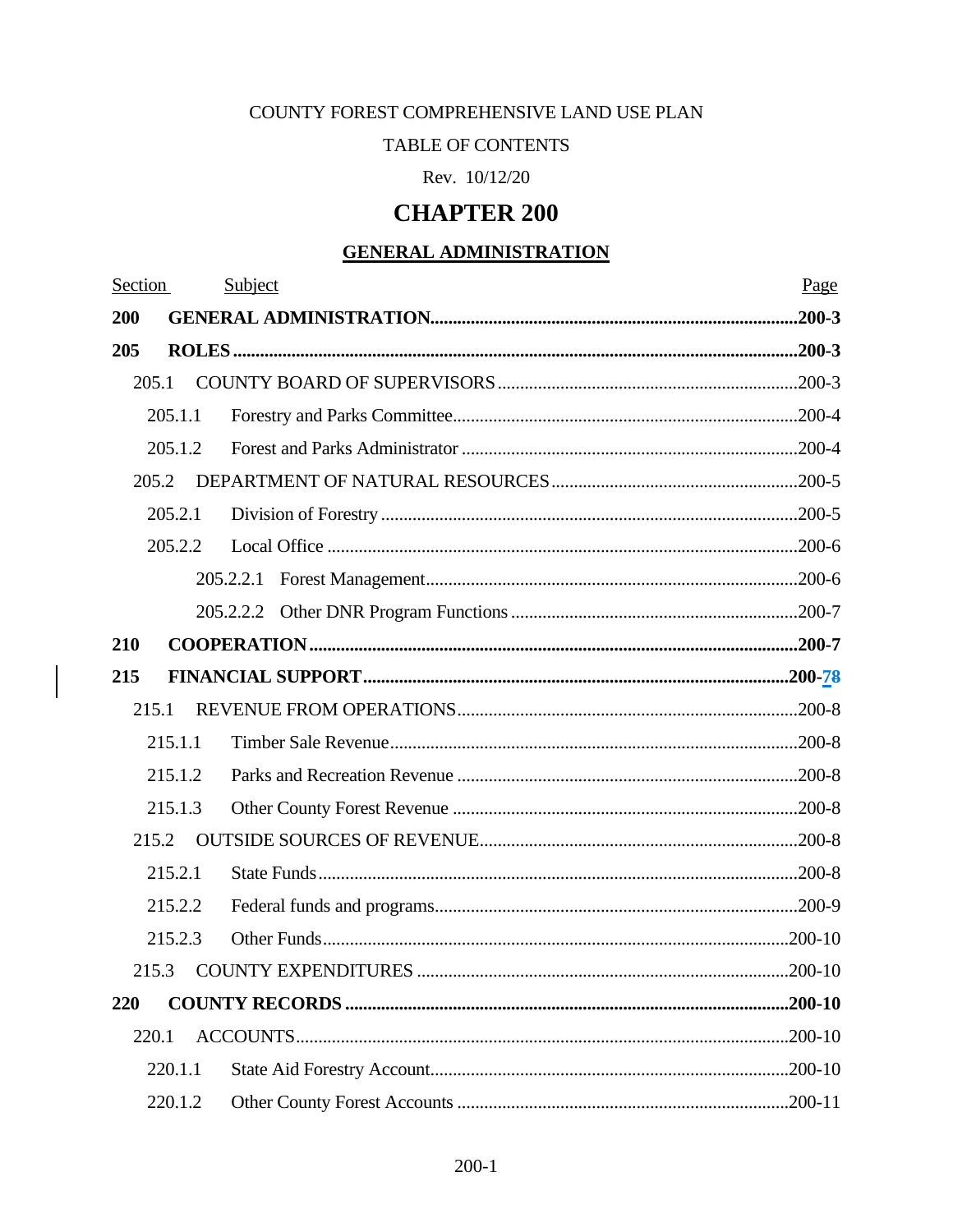COUNTY FOREST COMPREHENSIVE LAND USE PLAN

TABLE OF CONTENTS

Rev. 10/12/20

# CHAPTER 200

## GENERAL ADMINISTRATION

| Section | Subject | Page |
|---|---|---|
| **200** | **GENERAL ADMINISTRATION** | **200-3** |
| **205** | **ROLES** | **200-3** |
| 205.1 | COUNTY BOARD OF SUPERVISORS | 200-3 |
| 205.1.1 | Forestry and Parks Committee | 200-4 |
| 205.1.2 | Forest and Parks Administrator | 200-4 |
| 205.2 | DEPARTMENT OF NATURAL RESOURCES | 200-5 |
| 205.2.1 | Division of Forestry | 200-5 |
| 205.2.2 | Local Office | 200-6 |
| 205.2.2.1 | Forest Management | 200-6 |
| 205.2.2.2 | Other DNR Program Functions | 200-7 |
| **210** | **COOPERATION** | **200-7** |
| **215** | **FINANCIAL SUPPORT** | **200-78** |
| 215.1 | REVENUE FROM OPERATIONS | 200-8 |
| 215.1.1 | Timber Sale Revenue | 200-8 |
| 215.1.2 | Parks and Recreation Revenue | 200-8 |
| 215.1.3 | Other County Forest Revenue | 200-8 |
| 215.2 | OUTSIDE SOURCES OF REVENUE | 200-8 |
| 215.2.1 | State Funds | 200-8 |
| 215.2.2 | Federal funds and programs | 200-9 |
| 215.2.3 | Other Funds | 200-10 |
| 215.3 | COUNTY EXPENDITURES | 200-10 |
| **220** | **COUNTY RECORDS** | **200-10** |
| 220.1 | ACCOUNTS | 200-10 |
| 220.1.1 | State Aid Forestry Account | 200-10 |
| 220.1.2 | Other County Forest Accounts | 200-11 |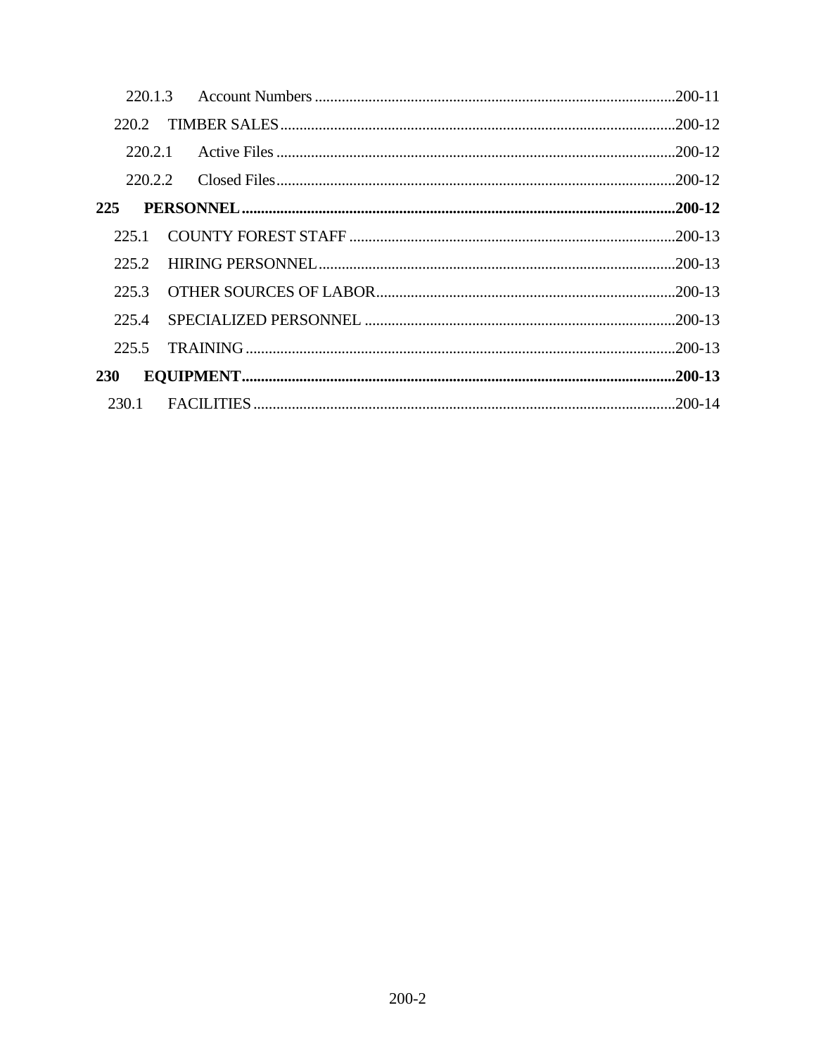220.1.3 Account Numbers ....................................................................................200-11

220.2 TIMBER SALES....................................................................................200-12

220.2.1 Active Files ..........................................................................................200-12

220.2.2 Closed Files..........................................................................................200-12

**225 PERSONNEL.................................................................................................200-12**

225.1 COUNTY FOREST STAFF .....................................................................200-13

225.2 HIRING PERSONNEL..............................................................................200-13

225.3 OTHER SOURCES OF LABOR...............................................................200-13

225.4 SPECIALIZED PERSONNEL ..................................................................200-13

225.5 TRAINING ..............................................................................................200-13

**230 EQUIPMENT.................................................................................................200-13**

230.1 FACILITIES ............................................................................................200-14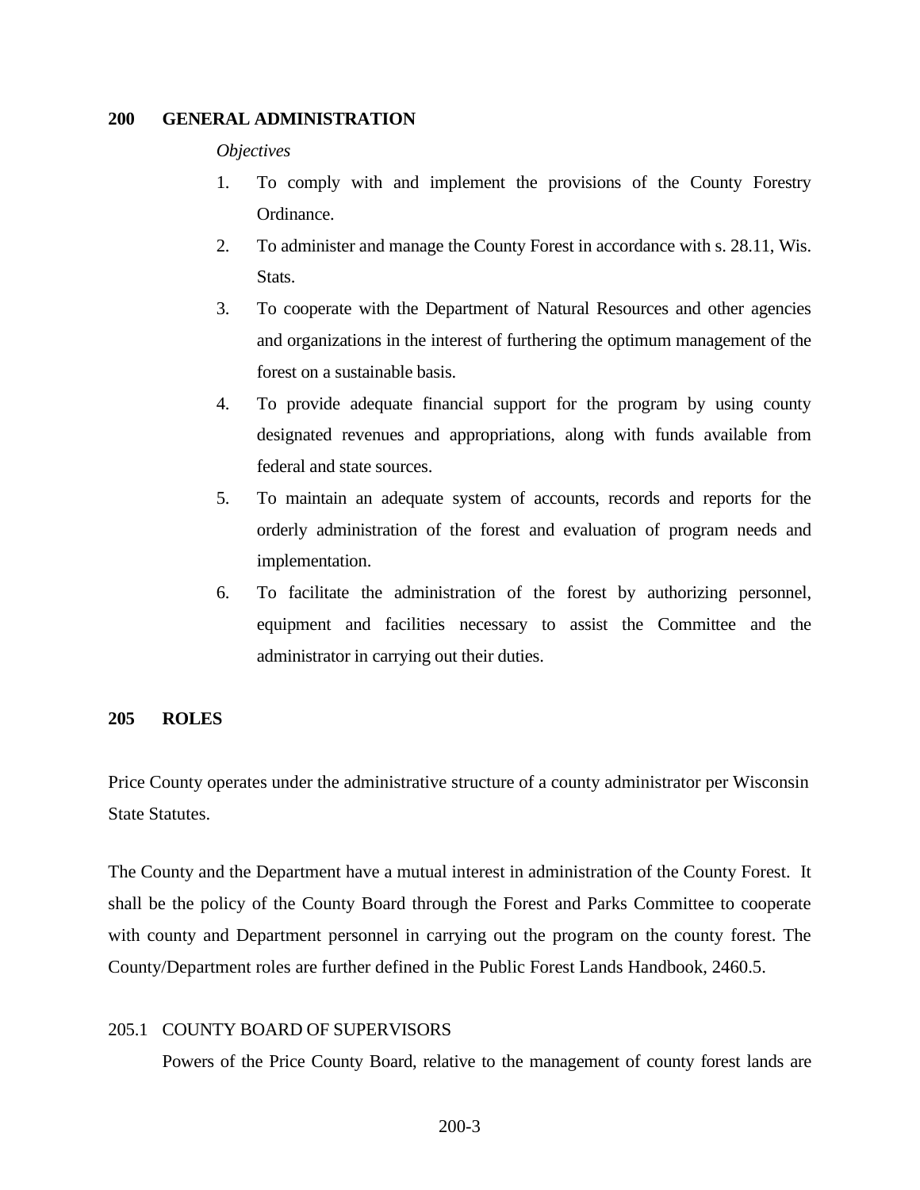## 200 GENERAL ADMINISTRATION

*Objectives*

1. To comply with and implement the provisions of the County Forestry Ordinance.
2. To administer and manage the County Forest in accordance with s. 28.11, Wis. Stats.
3. To cooperate with the Department of Natural Resources and other agencies and organizations in the interest of furthering the optimum management of the forest on a sustainable basis.
4. To provide adequate financial support for the program by using county designated revenues and appropriations, along with funds available from federal and state sources.
5. To maintain an adequate system of accounts, records and reports for the orderly administration of the forest and evaluation of program needs and implementation.
6. To facilitate the administration of the forest by authorizing personnel, equipment and facilities necessary to assist the Committee and the administrator in carrying out their duties.

## 205 ROLES

Price County operates under the administrative structure of a county administrator per Wisconsin State Statutes.

The County and the Department have a mutual interest in administration of the County Forest. It shall be the policy of the County Board through the Forest and Parks Committee to cooperate with county and Department personnel in carrying out the program on the county forest. The County/Department roles are further defined in the Public Forest Lands Handbook, 2460.5.

### 205.1 COUNTY BOARD OF SUPERVISORS

Powers of the Price County Board, relative to the management of county forest lands are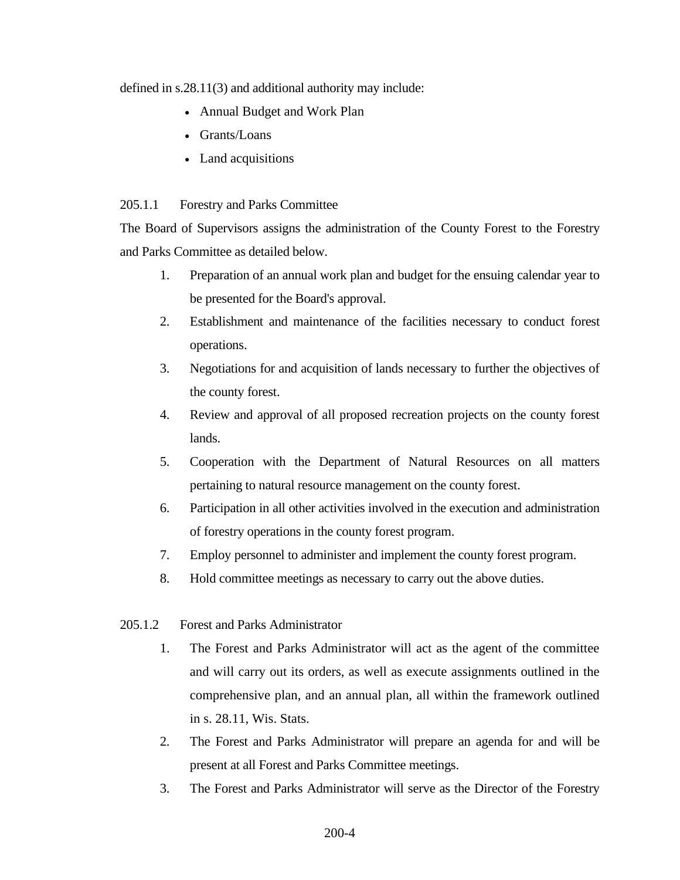defined in s.28.11(3) and additional authority may include:

- Annual Budget and Work Plan
- Grants/Loans
- Land acquisitions

205.1.1 Forestry and Parks Committee

The Board of Supervisors assigns the administration of the County Forest to the Forestry and Parks Committee as detailed below.

1. Preparation of an annual work plan and budget for the ensuing calendar year to be presented for the Board's approval.
2. Establishment and maintenance of the facilities necessary to conduct forest operations.
3. Negotiations for and acquisition of lands necessary to further the objectives of the county forest.
4. Review and approval of all proposed recreation projects on the county forest lands.
5. Cooperation with the Department of Natural Resources on all matters pertaining to natural resource management on the county forest.
6. Participation in all other activities involved in the execution and administration of forestry operations in the county forest program.
7. Employ personnel to administer and implement the county forest program.
8. Hold committee meetings as necessary to carry out the above duties.

205.1.2 Forest and Parks Administrator

1. The Forest and Parks Administrator will act as the agent of the committee and will carry out its orders, as well as execute assignments outlined in the comprehensive plan, and an annual plan, all within the framework outlined in s. 28.11, Wis. Stats.
2. The Forest and Parks Administrator will prepare an agenda for and will be present at all Forest and Parks Committee meetings.
3. The Forest and Parks Administrator will serve as the Director of the Forestry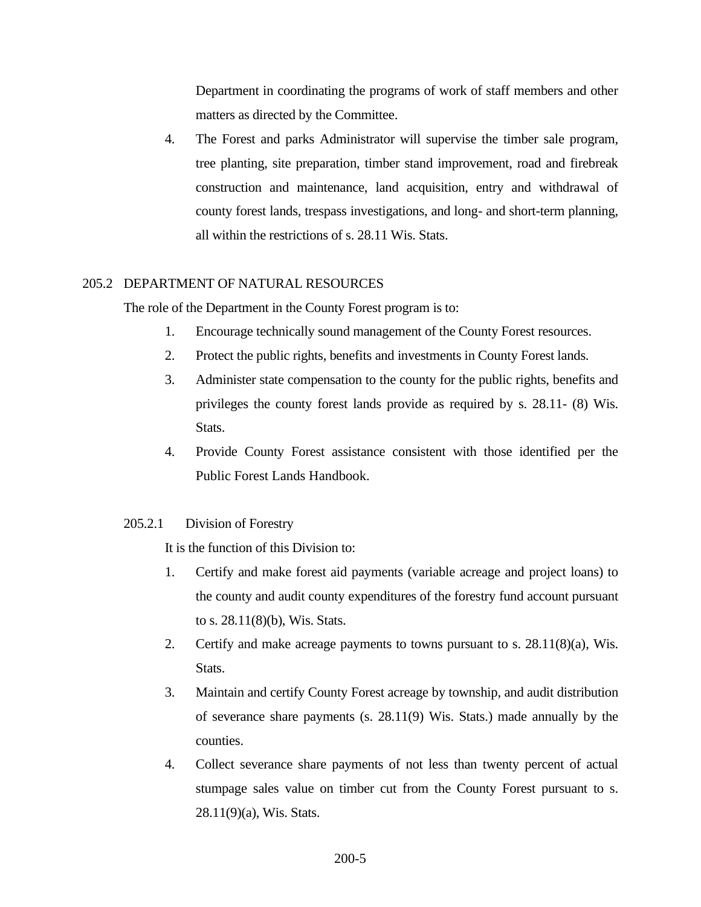Department in coordinating the programs of work of staff members and other matters as directed by the Committee.

4. The Forest and parks Administrator will supervise the timber sale program, tree planting, site preparation, timber stand improvement, road and firebreak construction and maintenance, land acquisition, entry and withdrawal of county forest lands, trespass investigations, and long- and short-term planning, all within the restrictions of s. 28.11 Wis. Stats.

## 205.2 DEPARTMENT OF NATURAL RESOURCES

The role of the Department in the County Forest program is to:

1. Encourage technically sound management of the County Forest resources.
2. Protect the public rights, benefits and investments in County Forest lands.
3. Administer state compensation to the county for the public rights, benefits and privileges the county forest lands provide as required by s. 28.11- (8) Wis. Stats.
4. Provide County Forest assistance consistent with those identified per the Public Forest Lands Handbook.

### 205.2.1 Division of Forestry

It is the function of this Division to:

1. Certify and make forest aid payments (variable acreage and project loans) to the county and audit county expenditures of the forestry fund account pursuant to s. 28.11(8)(b), Wis. Stats.
2. Certify and make acreage payments to towns pursuant to s. 28.11(8)(a), Wis. Stats.
3. Maintain and certify County Forest acreage by township, and audit distribution of severance share payments (s. 28.11(9) Wis. Stats.) made annually by the counties.
4. Collect severance share payments of not less than twenty percent of actual stumpage sales value on timber cut from the County Forest pursuant to s. 28.11(9)(a), Wis. Stats.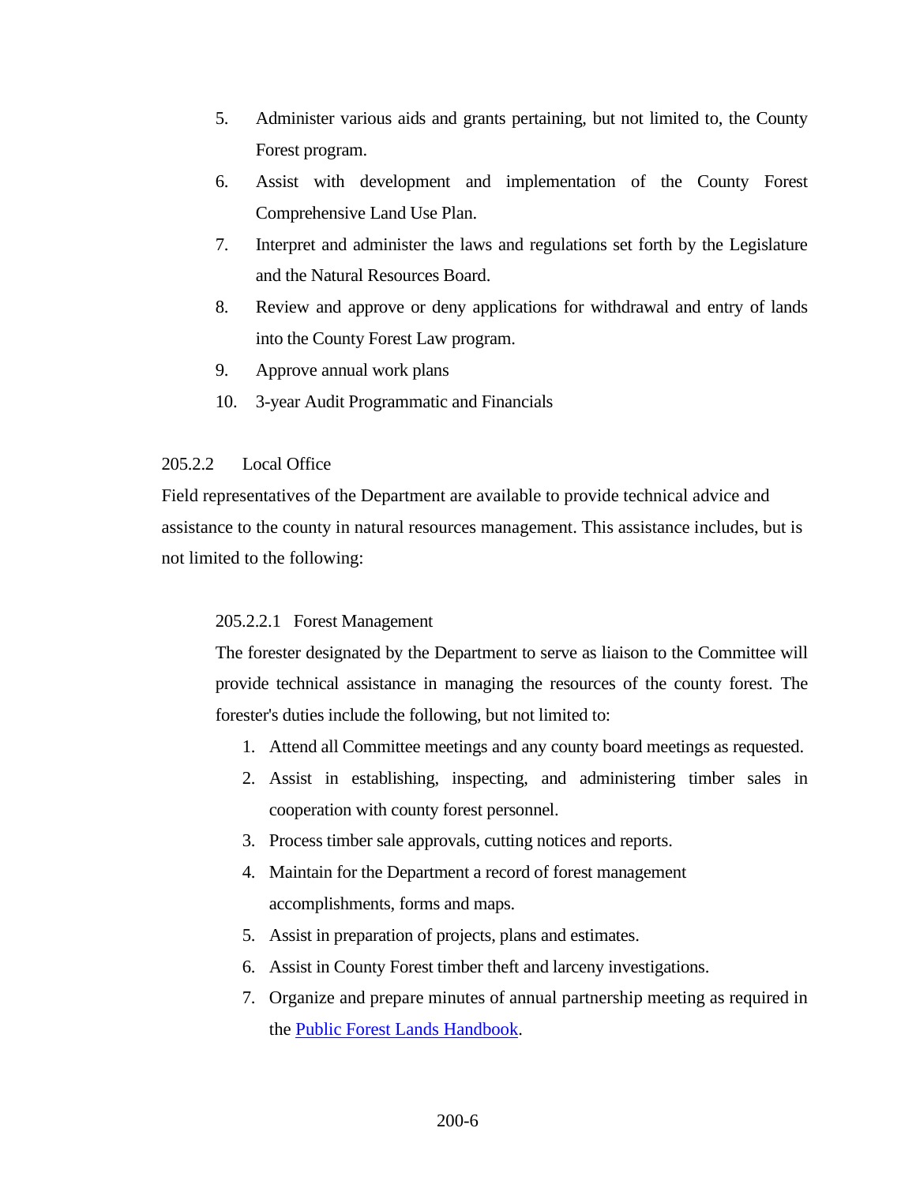5. Administer various aids and grants pertaining, but not limited to, the County Forest program.
6. Assist with development and implementation of the County Forest Comprehensive Land Use Plan.
7. Interpret and administer the laws and regulations set forth by the Legislature and the Natural Resources Board.
8. Review and approve or deny applications for withdrawal and entry of lands into the County Forest Law program.
9. Approve annual work plans
10. 3-year Audit Programmatic and Financials

205.2.2 Local Office

Field representatives of the Department are available to provide technical advice and assistance to the county in natural resources management. This assistance includes, but is not limited to the following:

205.2.2.1 Forest Management

The forester designated by the Department to serve as liaison to the Committee will provide technical assistance in managing the resources of the county forest. The forester's duties include the following, but not limited to:

1. Attend all Committee meetings and any county board meetings as requested.
2. Assist in establishing, inspecting, and administering timber sales in cooperation with county forest personnel.
3. Process timber sale approvals, cutting notices and reports.
4. Maintain for the Department a record of forest management accomplishments, forms and maps.
5. Assist in preparation of projects, plans and estimates.
6. Assist in County Forest timber theft and larceny investigations.
7. Organize and prepare minutes of annual partnership meeting as required in the Public Forest Lands Handbook.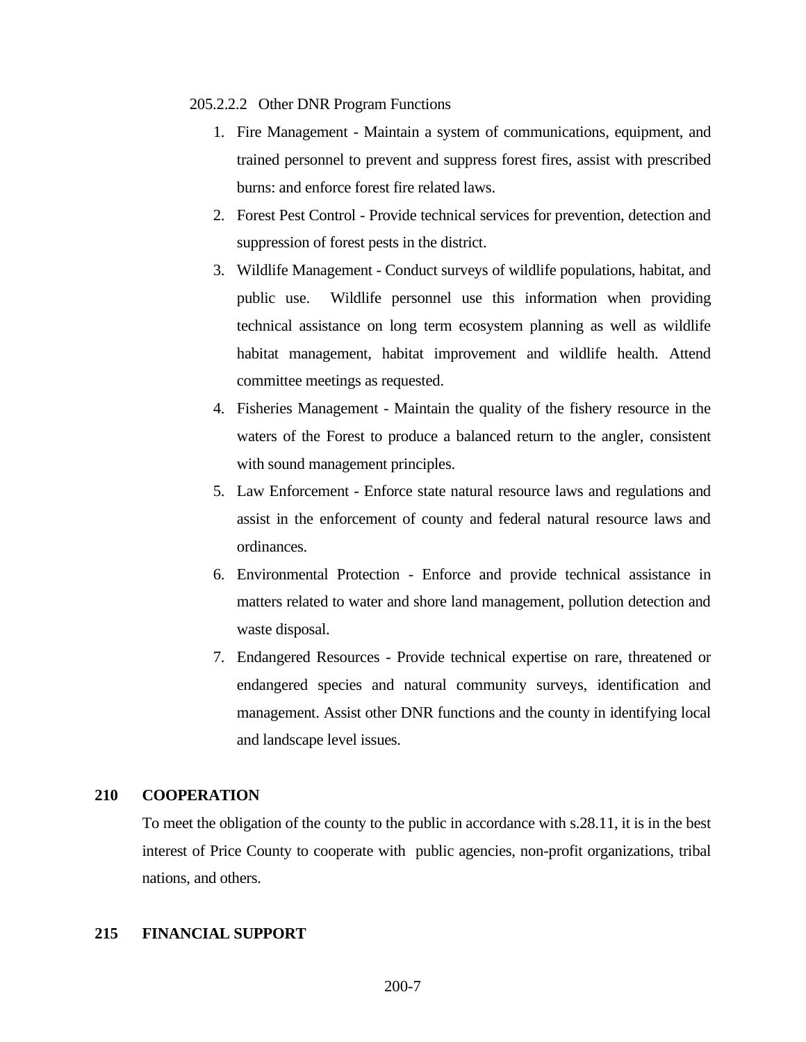205.2.2.2 Other DNR Program Functions

1. Fire Management - Maintain a system of communications, equipment, and trained personnel to prevent and suppress forest fires, assist with prescribed burns: and enforce forest fire related laws.
2. Forest Pest Control - Provide technical services for prevention, detection and suppression of forest pests in the district.
3. Wildlife Management - Conduct surveys of wildlife populations, habitat, and public use. Wildlife personnel use this information when providing technical assistance on long term ecosystem planning as well as wildlife habitat management, habitat improvement and wildlife health. Attend committee meetings as requested.
4. Fisheries Management - Maintain the quality of the fishery resource in the waters of the Forest to produce a balanced return to the angler, consistent with sound management principles.
5. Law Enforcement - Enforce state natural resource laws and regulations and assist in the enforcement of county and federal natural resource laws and ordinances.
6. Environmental Protection - Enforce and provide technical assistance in matters related to water and shore land management, pollution detection and waste disposal.
7. Endangered Resources - Provide technical expertise on rare, threatened or endangered species and natural community surveys, identification and management. Assist other DNR functions and the county in identifying local and landscape level issues.

## 210 COOPERATION

To meet the obligation of the county to the public in accordance with s.28.11, it is in the best interest of Price County to cooperate with public agencies, non-profit organizations, tribal nations, and others.

## 215 FINANCIAL SUPPORT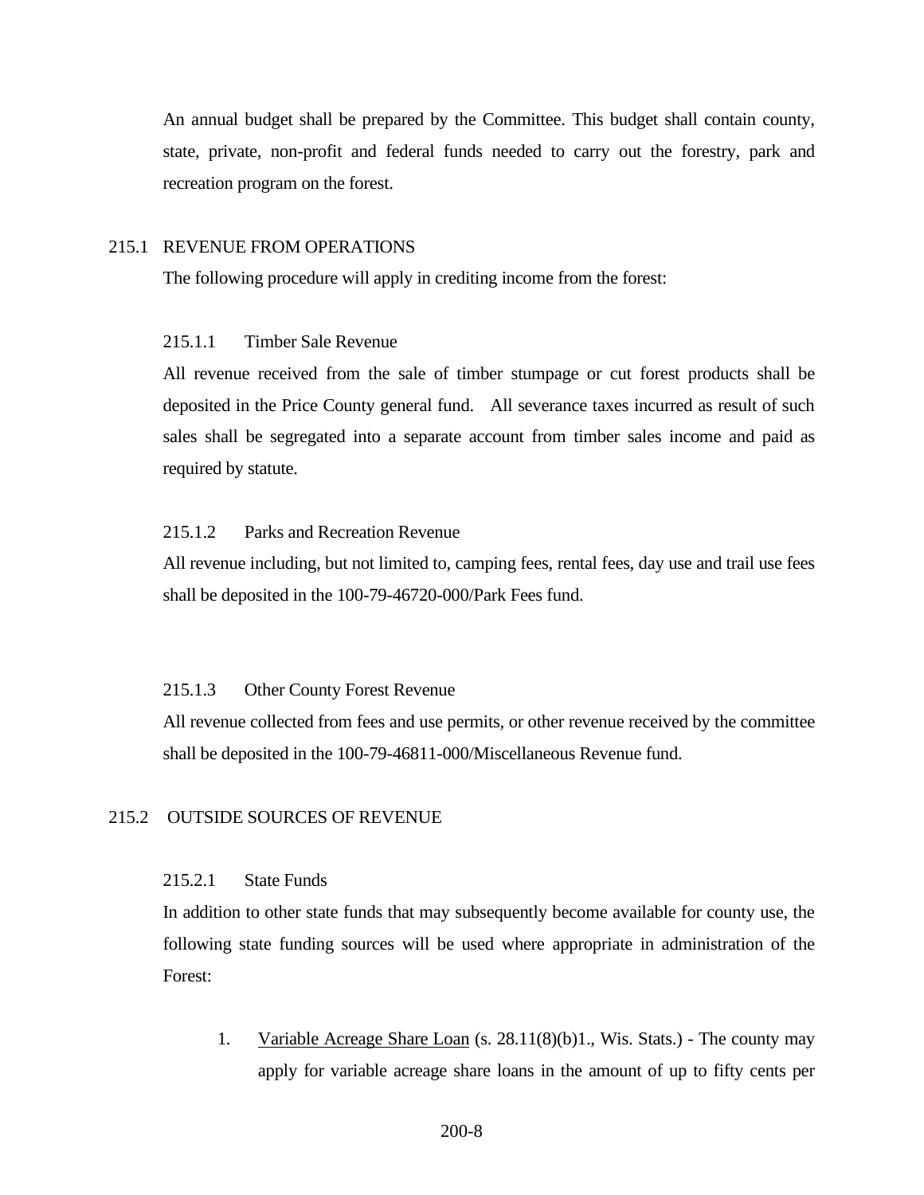An annual budget shall be prepared by the Committee. This budget shall contain county, state, private, non-profit and federal funds needed to carry out the forestry, park and recreation program on the forest.

## 215.1 REVENUE FROM OPERATIONS

The following procedure will apply in crediting income from the forest:

### 215.1.1 Timber Sale Revenue

All revenue received from the sale of timber stumpage or cut forest products shall be deposited in the Price County general fund. All severance taxes incurred as result of such sales shall be segregated into a separate account from timber sales income and paid as required by statute.

### 215.1.2 Parks and Recreation Revenue

All revenue including, but not limited to, camping fees, rental fees, day use and trail use fees shall be deposited in the 100-79-46720-000/Park Fees fund.

### 215.1.3 Other County Forest Revenue

All revenue collected from fees and use permits, or other revenue received by the committee shall be deposited in the 100-79-46811-000/Miscellaneous Revenue fund.

## 215.2 OUTSIDE SOURCES OF REVENUE

### 215.2.1 State Funds

In addition to other state funds that may subsequently become available for county use, the following state funding sources will be used where appropriate in administration of the Forest:

1. Variable Acreage Share Loan (s. 28.11(8)(b)1., Wis. Stats.) - The county may apply for variable acreage share loans in the amount of up to fifty cents per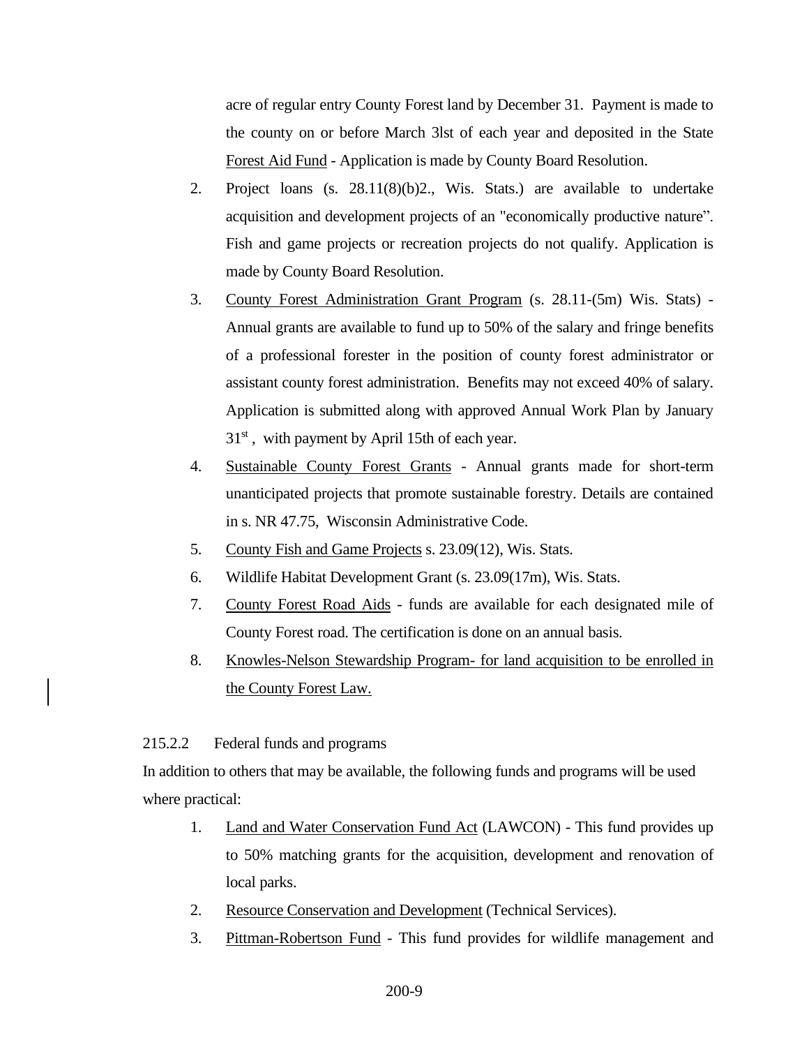acre of regular entry County Forest land by December 31. Payment is made to the county on or before March 3lst of each year and deposited in the State Forest Aid Fund - Application is made by County Board Resolution.

2. Project loans (s. 28.11(8)(b)2., Wis. Stats.) are available to undertake acquisition and development projects of an "economically productive nature". Fish and game projects or recreation projects do not qualify. Application is made by County Board Resolution.
3. County Forest Administration Grant Program (s. 28.11-(5m) Wis. Stats) - Annual grants are available to fund up to 50% of the salary and fringe benefits of a professional forester in the position of county forest administrator or assistant county forest administration. Benefits may not exceed 40% of salary. Application is submitted along with approved Annual Work Plan by January 31st, with payment by April 15th of each year.
4. Sustainable County Forest Grants - Annual grants made for short-term unanticipated projects that promote sustainable forestry. Details are contained in s. NR 47.75, Wisconsin Administrative Code.
5. County Fish and Game Projects s. 23.09(12), Wis. Stats.
6. Wildlife Habitat Development Grant (s. 23.09(17m), Wis. Stats.
7. County Forest Road Aids - funds are available for each designated mile of County Forest road. The certification is done on an annual basis.
8. Knowles-Nelson Stewardship Program- for land acquisition to be enrolled in the County Forest Law.

215.2.2 Federal funds and programs

In addition to others that may be available, the following funds and programs will be used where practical:

1. Land and Water Conservation Fund Act (LAWCON) - This fund provides up to 50% matching grants for the acquisition, development and renovation of local parks.
2. Resource Conservation and Development (Technical Services).
3. Pittman-Robertson Fund - This fund provides for wildlife management and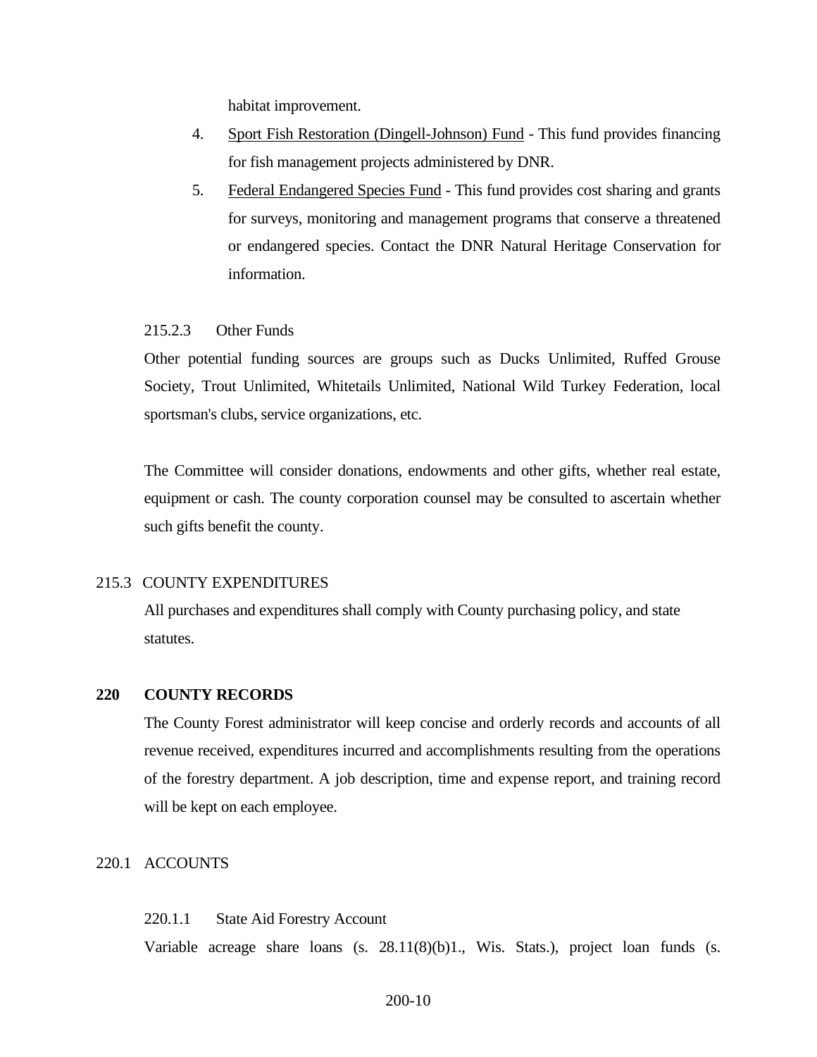habitat improvement.

4. Sport Fish Restoration (Dingell-Johnson) Fund - This fund provides financing for fish management projects administered by DNR.
5. Federal Endangered Species Fund - This fund provides cost sharing and grants for surveys, monitoring and management programs that conserve a threatened or endangered species. Contact the DNR Natural Heritage Conservation for information.

215.2.3 Other Funds

Other potential funding sources are groups such as Ducks Unlimited, Ruffed Grouse Society, Trout Unlimited, Whitetails Unlimited, National Wild Turkey Federation, local sportsman's clubs, service organizations, etc.

The Committee will consider donations, endowments and other gifts, whether real estate, equipment or cash. The county corporation counsel may be consulted to ascertain whether such gifts benefit the county.

215.3 COUNTY EXPENDITURES

All purchases and expenditures shall comply with County purchasing policy, and state statutes.

## 220 COUNTY RECORDS

The County Forest administrator will keep concise and orderly records and accounts of all revenue received, expenditures incurred and accomplishments resulting from the operations of the forestry department. A job description, time and expense report, and training record will be kept on each employee.

220.1 ACCOUNTS

220.1.1 State Aid Forestry Account

Variable acreage share loans (s. 28.11(8)(b)1., Wis. Stats.), project loan funds (s.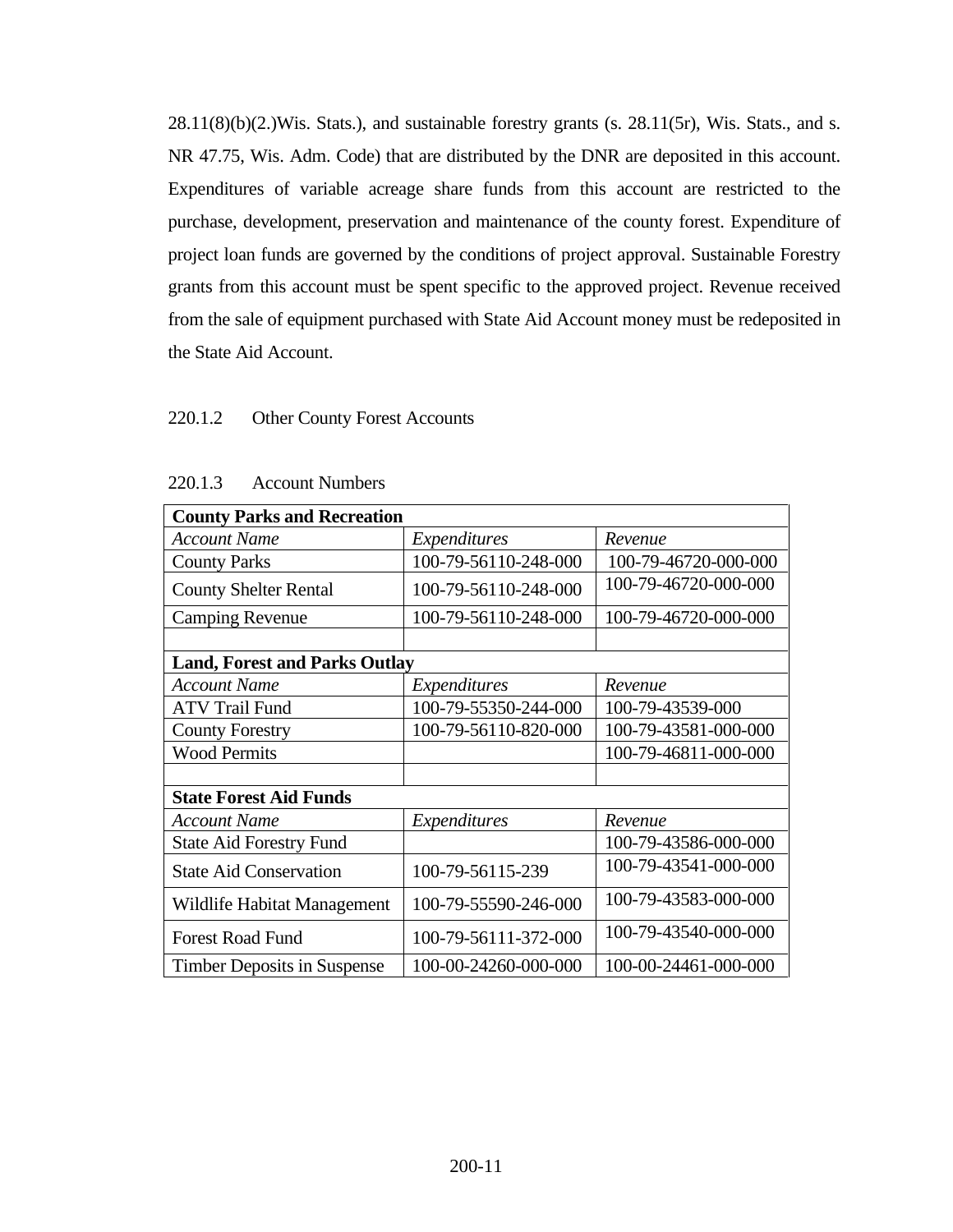28.11(8)(b)(2.)Wis. Stats.), and sustainable forestry grants (s. 28.11(5r), Wis. Stats., and s. NR 47.75, Wis. Adm. Code) that are distributed by the DNR are deposited in this account. Expenditures of variable acreage share funds from this account are restricted to the purchase, development, preservation and maintenance of the county forest. Expenditure of project loan funds are governed by the conditions of project approval. Sustainable Forestry grants from this account must be spent specific to the approved project. Revenue received from the sale of equipment purchased with State Aid Account money must be redeposited in the State Aid Account.

220.1.2 Other County Forest Accounts

220.1.3 Account Numbers

| **County Parks and Recreation** | | |
|---|---|---|
| *Account Name* | *Expenditures* | *Revenue* |
| County Parks | 100-79-56110-248-000 | 100-79-46720-000-000 |
| County Shelter Rental | 100-79-56110-248-000 | 100-79-46720-000-000 |
| Camping Revenue | 100-79-56110-248-000 | 100-79-46720-000-000 |
| | | |
| **Land, Forest and Parks Outlay** | | |
| *Account Name* | *Expenditures* | *Revenue* |
| ATV Trail Fund | 100-79-55350-244-000 | 100-79-43539-000 |
| County Forestry | 100-79-56110-820-000 | 100-79-43581-000-000 |
| Wood Permits | | 100-79-46811-000-000 |
| | | |
| **State Forest Aid Funds** | | |
| *Account Name* | *Expenditures* | *Revenue* |
| State Aid Forestry Fund | | 100-79-43586-000-000 |
| State Aid Conservation | 100-79-56115-239 | 100-79-43541-000-000 |
| Wildlife Habitat Management | 100-79-55590-246-000 | 100-79-43583-000-000 |
| Forest Road Fund | 100-79-56111-372-000 | 100-79-43540-000-000 |
| Timber Deposits in Suspense | 100-00-24260-000-000 | 100-00-24461-000-000 |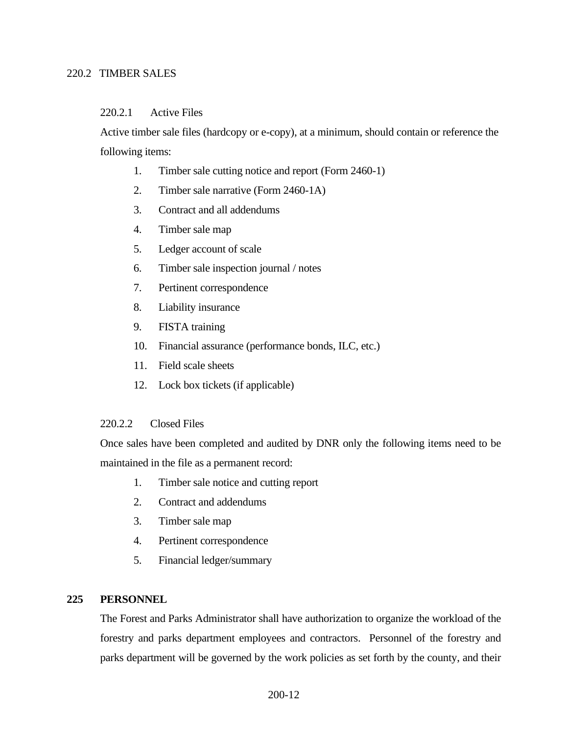### 220.2 TIMBER SALES

#### 220.2.1 Active Files

Active timber sale files (hardcopy or e-copy), at a minimum, should contain or reference the following items:

1. Timber sale cutting notice and report (Form 2460-1)
2. Timber sale narrative (Form 2460-1A)
3. Contract and all addendums
4. Timber sale map
5. Ledger account of scale
6. Timber sale inspection journal / notes
7. Pertinent correspondence
8. Liability insurance
9. FISTA training
10. Financial assurance (performance bonds, ILC, etc.)
11. Field scale sheets
12. Lock box tickets (if applicable)

#### 220.2.2 Closed Files

Once sales have been completed and audited by DNR only the following items need to be maintained in the file as a permanent record:

1. Timber sale notice and cutting report
2. Contract and addendums
3. Timber sale map
4. Pertinent correspondence
5. Financial ledger/summary

## 225 PERSONNEL

The Forest and Parks Administrator shall have authorization to organize the workload of the forestry and parks department employees and contractors. Personnel of the forestry and parks department will be governed by the work policies as set forth by the county, and their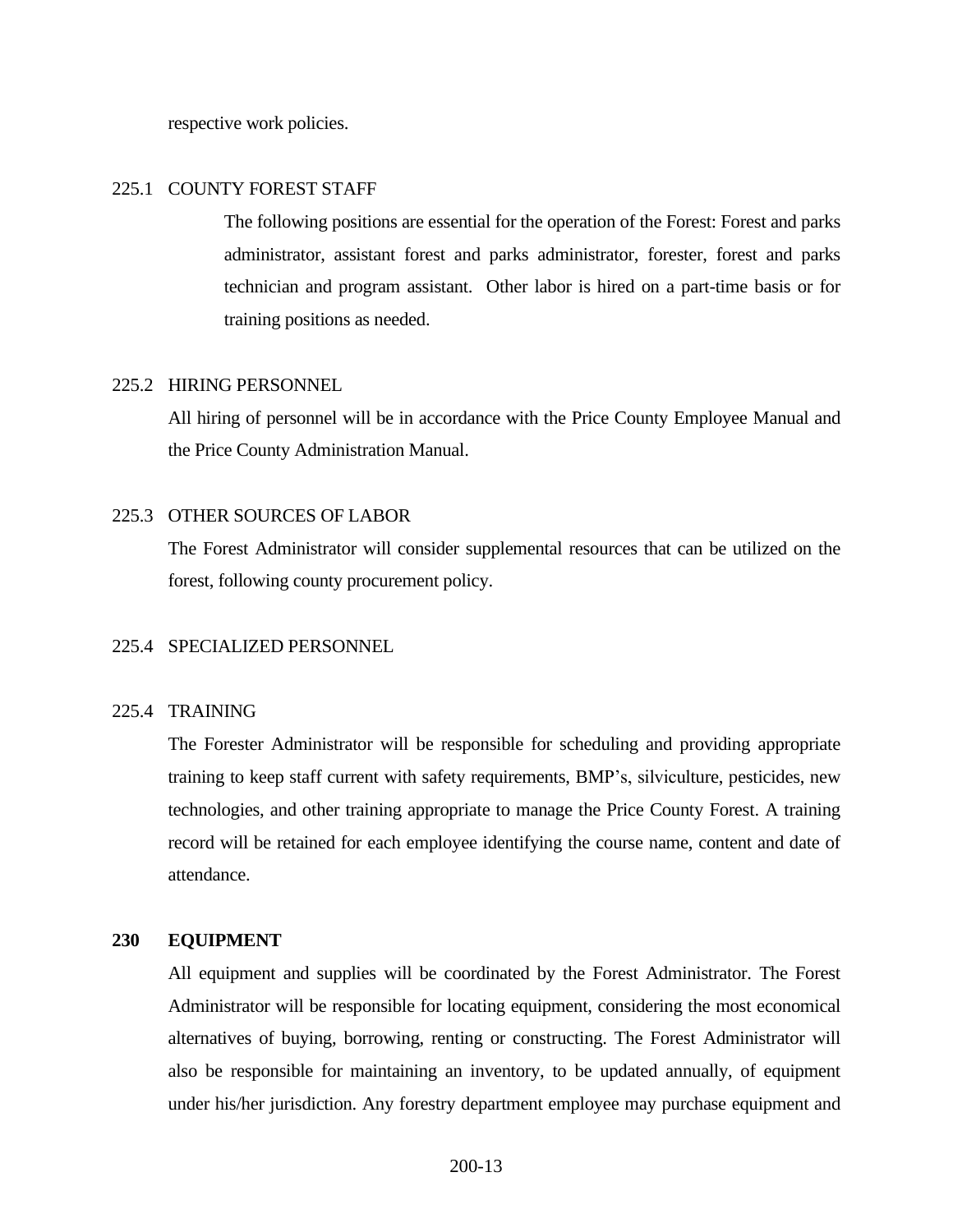respective work policies.

### 225.1 COUNTY FOREST STAFF

The following positions are essential for the operation of the Forest: Forest and parks administrator, assistant forest and parks administrator, forester, forest and parks technician and program assistant. Other labor is hired on a part-time basis or for training positions as needed.

### 225.2 HIRING PERSONNEL

All hiring of personnel will be in accordance with the Price County Employee Manual and the Price County Administration Manual.

### 225.3 OTHER SOURCES OF LABOR

The Forest Administrator will consider supplemental resources that can be utilized on the forest, following county procurement policy.

### 225.4 SPECIALIZED PERSONNEL

### 225.4 TRAINING

The Forester Administrator will be responsible for scheduling and providing appropriate training to keep staff current with safety requirements, BMP's, silviculture, pesticides, new technologies, and other training appropriate to manage the Price County Forest. A training record will be retained for each employee identifying the course name, content and date of attendance.

## 230 EQUIPMENT

All equipment and supplies will be coordinated by the Forest Administrator. The Forest Administrator will be responsible for locating equipment, considering the most economical alternatives of buying, borrowing, renting or constructing. The Forest Administrator will also be responsible for maintaining an inventory, to be updated annually, of equipment under his/her jurisdiction. Any forestry department employee may purchase equipment and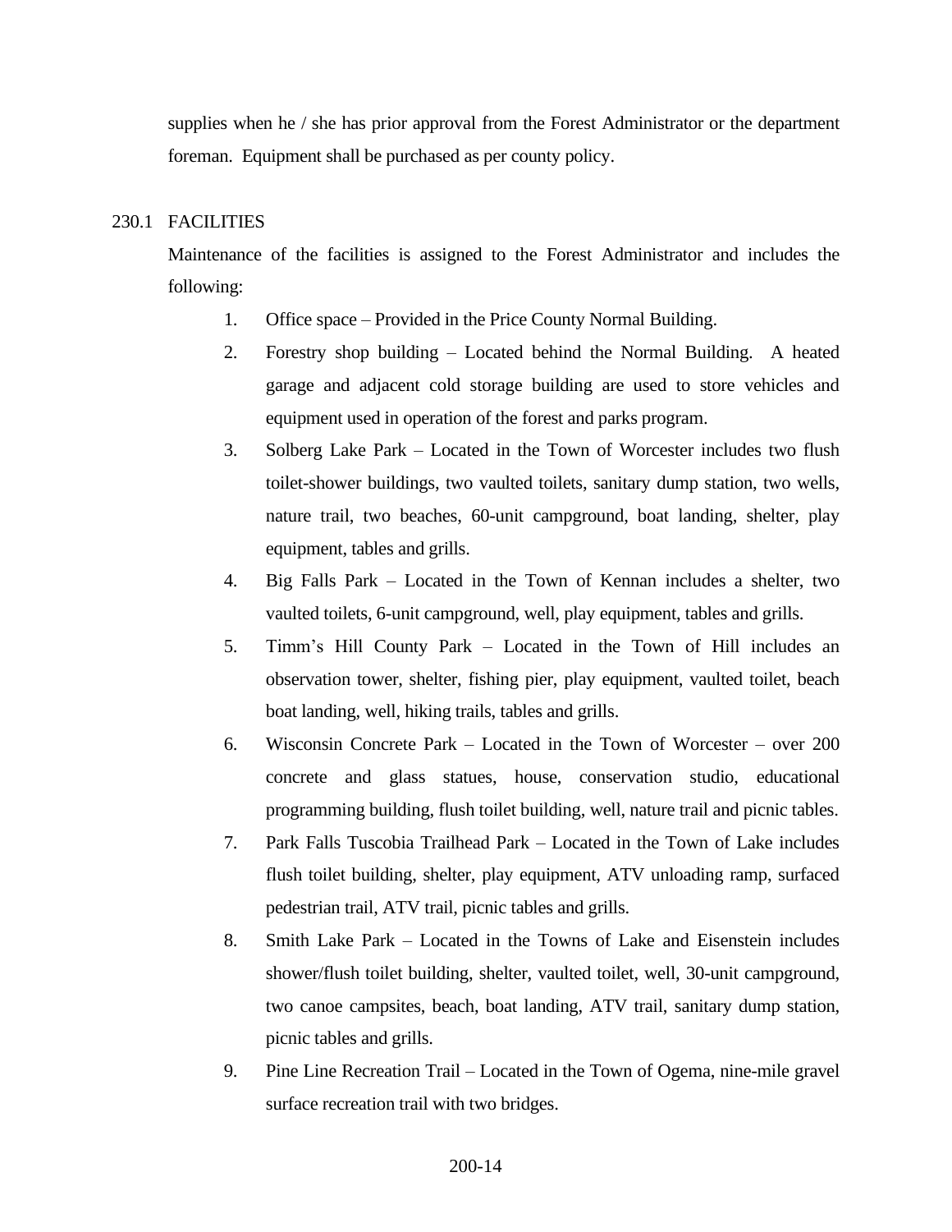supplies when he / she has prior approval from the Forest Administrator or the department foreman. Equipment shall be purchased as per county policy.

## 230.1 FACILITIES

Maintenance of the facilities is assigned to the Forest Administrator and includes the following:

1. Office space – Provided in the Price County Normal Building.
2. Forestry shop building – Located behind the Normal Building. A heated garage and adjacent cold storage building are used to store vehicles and equipment used in operation of the forest and parks program.
3. Solberg Lake Park – Located in the Town of Worcester includes two flush toilet-shower buildings, two vaulted toilets, sanitary dump station, two wells, nature trail, two beaches, 60-unit campground, boat landing, shelter, play equipment, tables and grills.
4. Big Falls Park – Located in the Town of Kennan includes a shelter, two vaulted toilets, 6-unit campground, well, play equipment, tables and grills.
5. Timm's Hill County Park – Located in the Town of Hill includes an observation tower, shelter, fishing pier, play equipment, vaulted toilet, beach boat landing, well, hiking trails, tables and grills.
6. Wisconsin Concrete Park – Located in the Town of Worcester – over 200 concrete and glass statues, house, conservation studio, educational programming building, flush toilet building, well, nature trail and picnic tables.
7. Park Falls Tuscobia Trailhead Park – Located in the Town of Lake includes flush toilet building, shelter, play equipment, ATV unloading ramp, surfaced pedestrian trail, ATV trail, picnic tables and grills.
8. Smith Lake Park – Located in the Towns of Lake and Eisenstein includes shower/flush toilet building, shelter, vaulted toilet, well, 30-unit campground, two canoe campsites, beach, boat landing, ATV trail, sanitary dump station, picnic tables and grills.
9. Pine Line Recreation Trail – Located in the Town of Ogema, nine-mile gravel surface recreation trail with two bridges.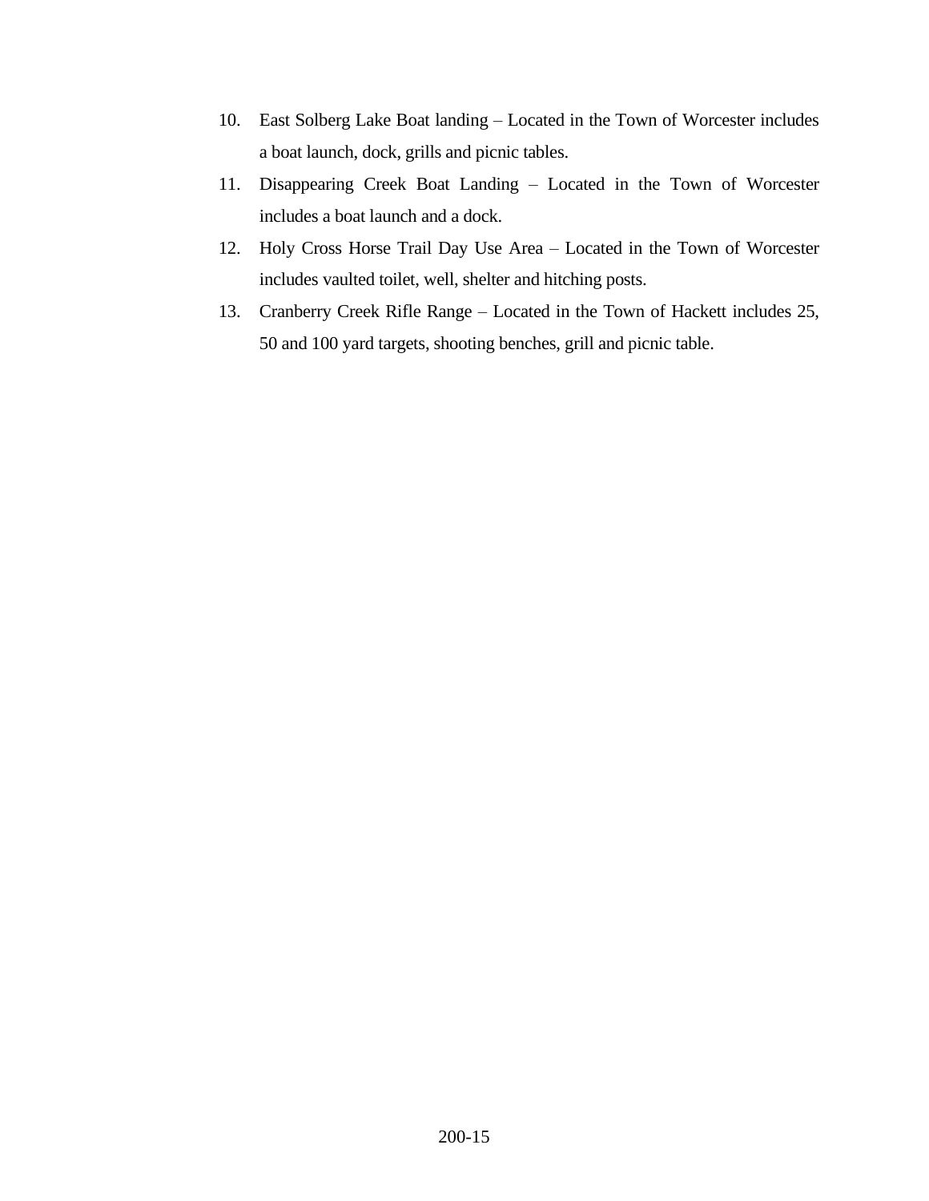10. East Solberg Lake Boat landing – Located in the Town of Worcester includes a boat launch, dock, grills and picnic tables.
11. Disappearing Creek Boat Landing – Located in the Town of Worcester includes a boat launch and a dock.
12. Holy Cross Horse Trail Day Use Area – Located in the Town of Worcester includes vaulted toilet, well, shelter and hitching posts.
13. Cranberry Creek Rifle Range – Located in the Town of Hackett includes 25, 50 and 100 yard targets, shooting benches, grill and picnic table.